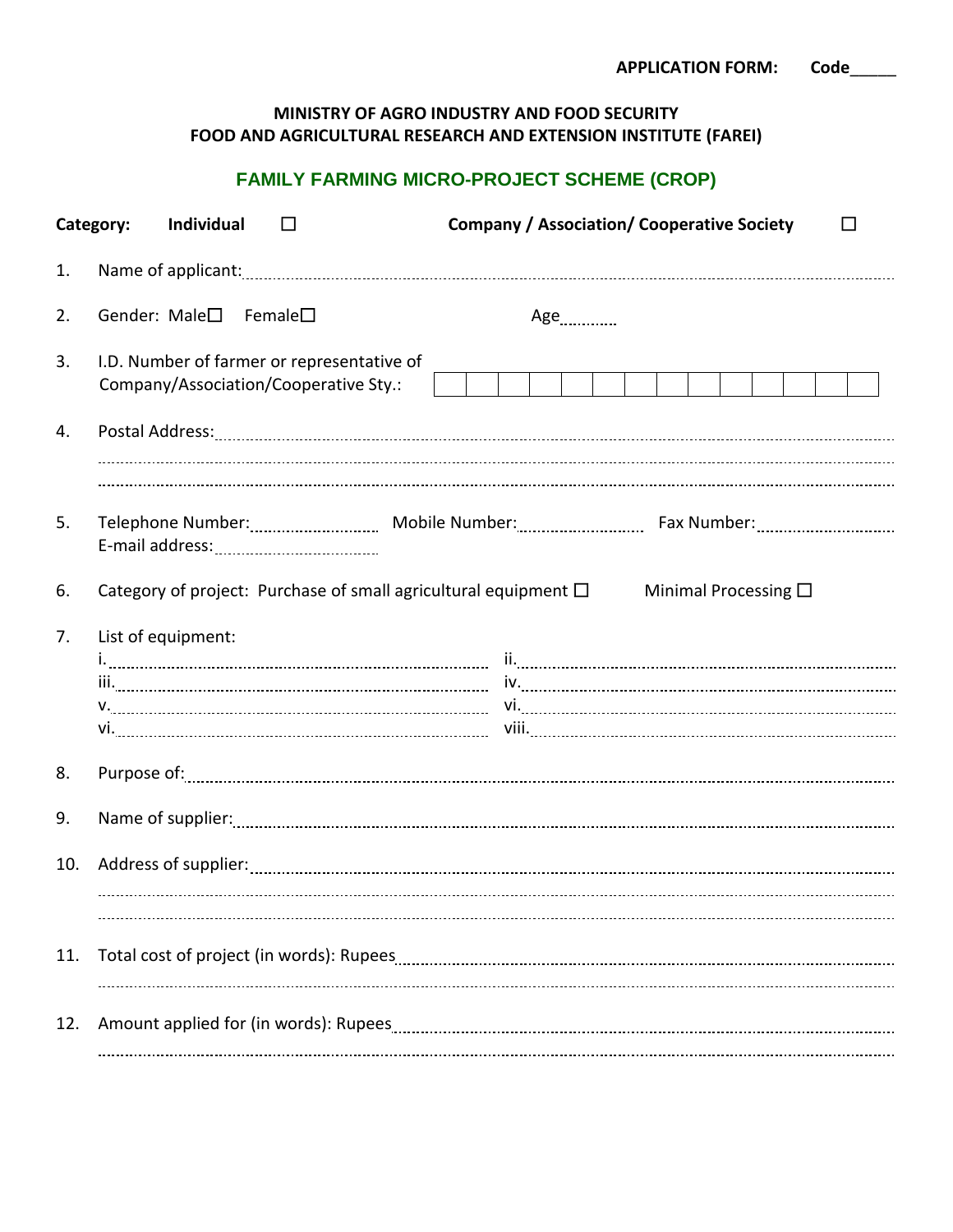**APPLICATION FORM: Code_____**

**MINISTRY OF AGRO INDUSTRY AND FOOD SECURITY**
**FOOD AND AGRICULTURAL RESEARCH AND EXTENSION INSTITUTE (FAREI)**

## FAMILY FARMING MICRO-PROJECT SCHEME (CROP)

**Category:** **Individual** ☐ **Company / Association/ Cooperative Society** ☐

1. Name of applicant:..........................................................................................................

2. Gender: Male☐ Female☐ Age............

3. I.D. Number of farmer or representative of Company/Association/Cooperative Sty.:

| | | | | | | | | | | | | | |
|---|---|---|---|---|---|---|---|---|---|---|---|---|---|
| | | | | | | | | | | | | | |

4. Postal Address:..........................................................................................................
..........................................................................................................................
..........................................................................................................................

5. Telephone Number:.......................... Mobile Number:.......................... Fax Number:..........................
E-mail address:..........................

6. Category of project: Purchase of small agricultural equipment ☐ Minimal Processing ☐

7. List of equipment:
i.......................................................... ii..........................................................
iii.......................................................... iv..........................................................
v.......................................................... vi..........................................................
vi.......................................................... viii..........................................................

8. Purpose of:..........................................................................................................

9. Name of supplier:..........................................................................................................

10. Address of supplier:..........................................................................................................
..........................................................................................................................
..........................................................................................................................

11. Total cost of project (in words): Rupees..........................................................................................
..........................................................................................................................

12. Amount applied for (in words): Rupees..........................................................................................
..........................................................................................................................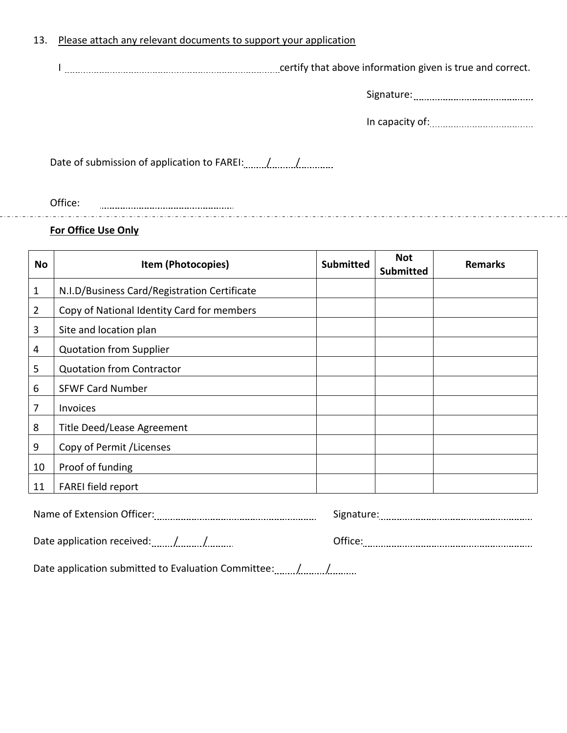13. Please attach any relevant documents to support your application

I ........................................................................ certify that above information given is true and correct.

Signature: ........................................

In capacity of: ..................................

Date of submission of application to FAREI: ...../...../.....

Office: ..........................................

---

**For Office Use Only**

| No | Item (Photocopies) | Submitted | Not Submitted | Remarks |
|---|---|---|---|---|
| 1 | N.I.D/Business Card/Registration Certificate | | | |
| 2 | Copy of National Identity Card for members | | | |
| 3 | Site and location plan | | | |
| 4 | Quotation from Supplier | | | |
| 5 | Quotation from Contractor | | | |
| 6 | SFWF Card Number | | | |
| 7 | Invoices | | | |
| 8 | Title Deed/Lease Agreement | | | |
| 9 | Copy of Permit /Licenses | | | |
| 10 | Proof of funding | | | |
| 11 | FAREI field report | | | |

Name of Extension Officer: ........................................ Signature: ........................................

Date application received: ...../...../..... Office: ........................................

Date application submitted to Evaluation Committee: ...../...../.....